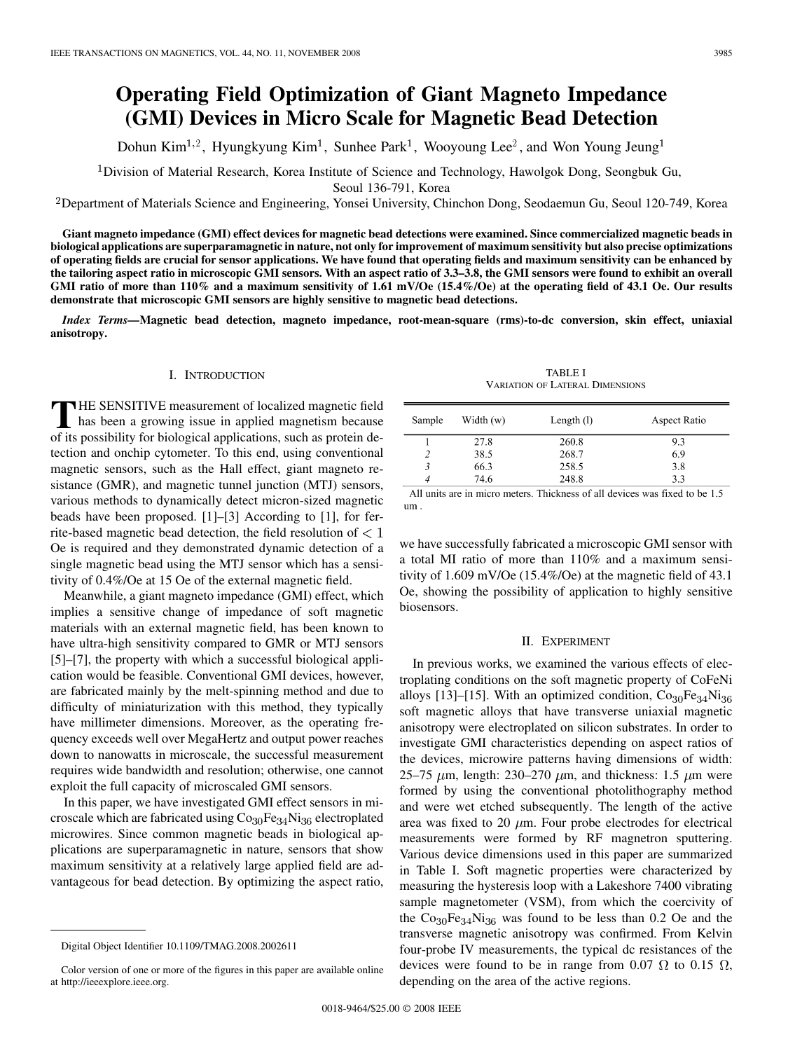# Operating Field Optimization of Giant Magneto Impedance (GMI) Devices in Micro Scale for Magnetic Bead Detection

Dohun Kim[1,2], Hyungkyung Kim[1], Sunhee Park[1], Wooyoung Lee[2], and Won Young Jeung[1]

[1]Division of Material Research, Korea Institute of Science and Technology, Hawolgok Dong, Seongbuk Gu, Seoul 136-791, Korea

[2]Department of Materials Science and Engineering, Yonsei University, Chinchon Dong, Seodaemun Gu, Seoul 120-749, Korea

**Giant magneto impedance (GMI) effect devices for magnetic bead detections were examined. Since commercialized magnetic beads in biological applications are superparamagnetic in nature, not only for improvement of maximum sensitivity but also precise optimizations of operating fields are crucial for sensor applications. We have found that operating fields and maximum sensitivity can be enhanced by the tailoring aspect ratio in microscopic GMI sensors. With an aspect ratio of 3.3–3.8, the GMI sensors were found to exhibit an overall GMI ratio of more than 110% and a maximum sensitivity of 1.61 mV/Oe (15.4%/Oe) at the operating field of 43.1 Oe. Our results demonstrate that microscopic GMI sensors are highly sensitive to magnetic bead detections.**

***Index Terms*—Magnetic bead detection, magneto impedance, root-mean-square (rms)-to-dc conversion, skin effect, uniaxial anisotropy.**

## I. Introduction

The sensitive measurement of localized magnetic field has been a growing issue in applied magnetism because of its possibility for biological applications, such as protein detection and onchip cytometer. To this end, using conventional magnetic sensors, such as the Hall effect, giant magneto resistance (GMR), and magnetic tunnel junction (MTJ) sensors, various methods to dynamically detect micron-sized magnetic beads have been proposed. [1]–[3] According to [1], for ferrite-based magnetic bead detection, the field resolution of $< 1$ Oe is required and they demonstrated dynamic detection of a single magnetic bead using the MTJ sensor which has a sensitivity of 0.4%/Oe at 15 Oe of the external magnetic field.

Meanwhile, a giant magneto impedance (GMI) effect, which implies a sensitive change of impedance of soft magnetic materials with an external magnetic field, has been known to have ultra-high sensitivity compared to GMR or MTJ sensors [5]–[7], the property with which a successful biological application would be feasible. Conventional GMI devices, however, are fabricated mainly by the melt-spinning method and due to difficulty of miniaturization with this method, they typically have millimeter dimensions. Moreover, as the operating frequency exceeds well over MegaHertz and output power reaches down to nanowatts in microscale, the successful measurement requires wide bandwidth and resolution; otherwise, one cannot exploit the full capacity of microscaled GMI sensors.

In this paper, we have investigated GMI effect sensors in microscale which are fabricated using $Co_{30}Fe_{34}Ni_{36}$ electroplated microwires. Since common magnetic beads in biological applications are superparamagnetic in nature, sensors that show maximum sensitivity at a relatively large applied field are advantageous for bead detection. By optimizing the aspect ratio, we have successfully fabricated a microscopic GMI sensor with a total MI ratio of more than 110% and a maximum sensitivity of 1.609 mV/Oe (15.4%/Oe) at the magnetic field of 43.1 Oe, showing the possibility of application to highly sensitive biosensors.

TABLE I
Variation of Lateral Dimensions

| Sample | Width (w) | Length (l) | Aspect Ratio |
|---|---|---|---|
| 1 | 27.8 | 260.8 | 9.3 |
| 2 | 38.5 | 268.7 | 6.9 |
| 3 | 66.3 | 258.5 | 3.8 |
| 4 | 74.6 | 248.8 | 3.3 |

All units are in micro meters. Thickness of all devices was fixed to be 1.5 um .

## II. Experiment

In previous works, we examined the various effects of electroplating conditions on the soft magnetic property of CoFeNi alloys [13]–[15]. With an optimized condition, $Co_{30}Fe_{34}Ni_{36}$ soft magnetic alloys that have transverse uniaxial magnetic anisotropy were electroplated on silicon substrates. In order to investigate GMI characteristics depending on aspect ratios of the devices, microwire patterns having dimensions of width: 25–75 $\mu$m, length: 230–270 $\mu$m, and thickness: 1.5 $\mu$m were formed by using the conventional photolithography method and were wet etched subsequently. The length of the active area was fixed to 20 $\mu$m. Four probe electrodes for electrical measurements were formed by RF magnetron sputtering. Various device dimensions used in this paper are summarized in Table I. Soft magnetic properties were characterized by measuring the hysteresis loop with a Lakeshore 7400 vibrating sample magnetometer (VSM), from which the coercivity of the $Co_{30}Fe_{34}Ni_{36}$ was found to be less than 0.2 Oe and the transverse magnetic anisotropy was confirmed. From Kelvin four-probe IV measurements, the typical dc resistances of the devices were found to be in range from 0.07 $\Omega$ to 0.15 $\Omega$, depending on the area of the active regions.

Digital Object Identifier 10.1109/TMAG.2008.2002611

Color version of one or more of the figures in this paper are available online at http://ieeexplore.ieee.org.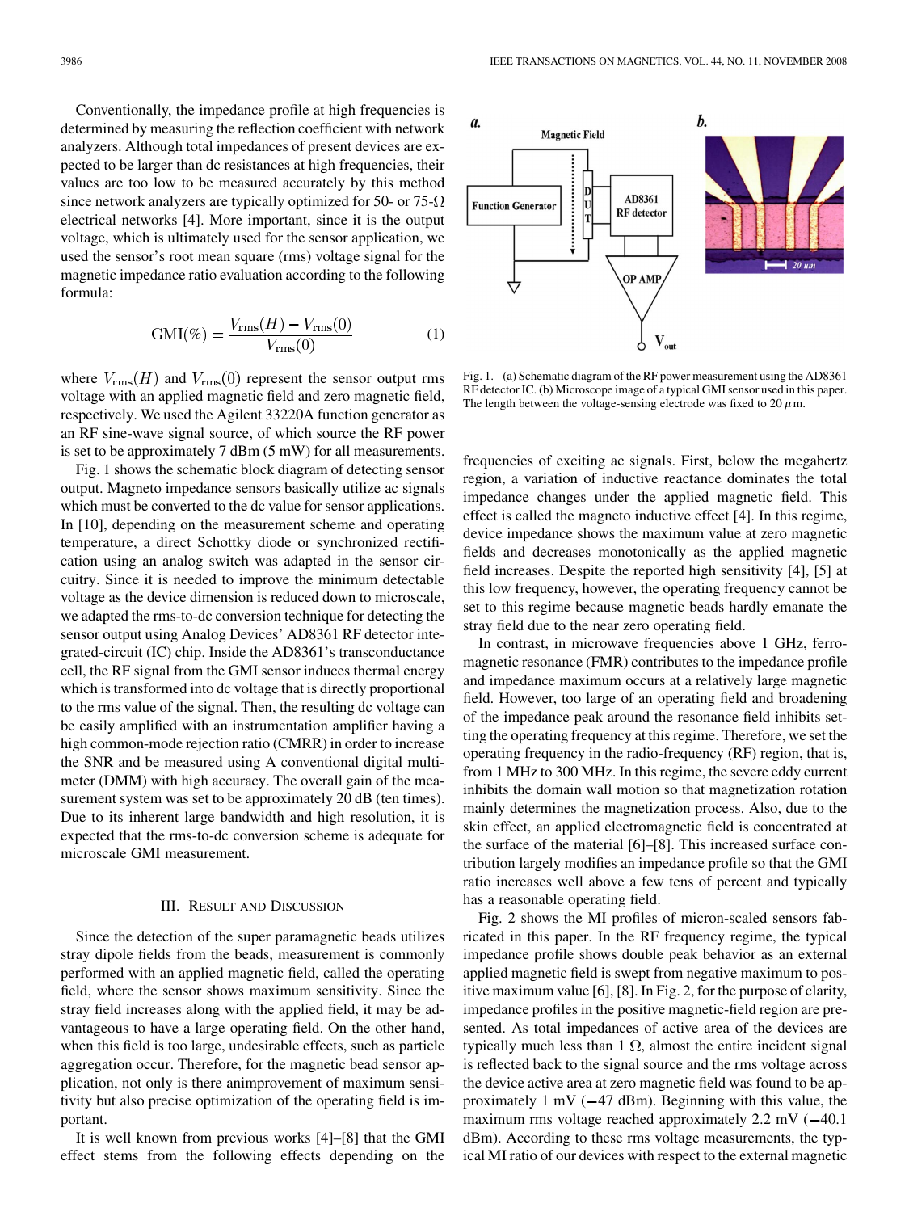Conventionally, the impedance profile at high frequencies is determined by measuring the reflection coefficient with network analyzers. Although total impedances of present devices are expected to be larger than dc resistances at high frequencies, their values are too low to be measured accurately by this method since network analyzers are typically optimized for 50- or 75-$\Omega$ electrical networks [4]. More important, since it is the output voltage, which is ultimately used for the sensor application, we used the sensor's root mean square (rms) voltage signal for the magnetic impedance ratio evaluation according to the following formula:

$$\mathrm{GMI}(\%) = \frac{V_{\mathrm{rms}}(H) - V_{\mathrm{rms}}(0)}{V_{\mathrm{rms}}(0)} \tag{1}$$

where $V_{\mathrm{rms}}(H)$ and $V_{\mathrm{rms}}(0)$ represent the sensor output rms voltage with an applied magnetic field and zero magnetic field, respectively. We used the Agilent 33220A function generator as an RF sine-wave signal source, of which source the RF power is set to be approximately 7 dBm (5 mW) for all measurements.

Fig. 1 shows the schematic block diagram of detecting sensor output. Magneto impedance sensors basically utilize ac signals which must be converted to the dc value for sensor applications. In [10], depending on the measurement scheme and operating temperature, a direct Schottky diode or synchronized rectification using an analog switch was adapted in the sensor circuitry. Since it is needed to improve the minimum detectable voltage as the device dimension is reduced down to microscale, we adapted the rms-to-dc conversion technique for detecting the sensor output using Analog Devices' AD8361 RF detector integrated-circuit (IC) chip. Inside the AD8361's transconductance cell, the RF signal from the GMI sensor induces thermal energy which is transformed into dc voltage that is directly proportional to the rms value of the signal. Then, the resulting dc voltage can be easily amplified with an instrumentation amplifier having a high common-mode rejection ratio (CMRR) in order to increase the SNR and be measured using A conventional digital multimeter (DMM) with high accuracy. The overall gain of the measurement system was set to be approximately 20 dB (ten times). Due to its inherent large bandwidth and high resolution, it is expected that the rms-to-dc conversion scheme is adequate for microscale GMI measurement.

Fig. 1. (a) Schematic diagram of the RF power measurement using the AD8361 RF detector IC. (b) Microscope image of a typical GMI sensor used in this paper. The length between the voltage-sensing electrode was fixed to 20 $\mu$m.

## III. Result and Discussion

Since the detection of the super paramagnetic beads utilizes stray dipole fields from the beads, measurement is commonly performed with an applied magnetic field, called the operating field, where the sensor shows maximum sensitivity. Since the stray field increases along with the applied field, it may be advantageous to have a large operating field. On the other hand, when this field is too large, undesirable effects, such as particle aggregation occur. Therefore, for the magnetic bead sensor application, not only is there animprovement of maximum sensitivity but also precise optimization of the operating field is important.

It is well known from previous works [4]–[8] that the GMI effect stems from the following effects depending on the frequencies of exciting ac signals. First, below the megahertz region, a variation of inductive reactance dominates the total impedance changes under the applied magnetic field. This effect is called the magneto inductive effect [4]. In this regime, device impedance shows the maximum value at zero magnetic fields and decreases monotonically as the applied magnetic field increases. Despite the reported high sensitivity [4], [5] at this low frequency, however, the operating frequency cannot be set to this regime because magnetic beads hardly emanate the stray field due to the near zero operating field.

In contrast, in microwave frequencies above 1 GHz, ferromagnetic resonance (FMR) contributes to the impedance profile and impedance maximum occurs at a relatively large magnetic field. However, too large of an operating field and broadening of the impedance peak around the resonance field inhibits setting the operating frequency at this regime. Therefore, we set the operating frequency in the radio-frequency (RF) region, that is, from 1 MHz to 300 MHz. In this regime, the severe eddy current inhibits the domain wall motion so that magnetization rotation mainly determines the magnetization process. Also, due to the skin effect, an applied electromagnetic field is concentrated at the surface of the material [6]–[8]. This increased surface contribution largely modifies an impedance profile so that the GMI ratio increases well above a few tens of percent and typically has a reasonable operating field.

Fig. 2 shows the MI profiles of micron-scaled sensors fabricated in this paper. In the RF frequency regime, the typical impedance profile shows double peak behavior as an external applied magnetic field is swept from negative maximum to positive maximum value [6], [8]. In Fig. 2, for the purpose of clarity, impedance profiles in the positive magnetic-field region are presented. As total impedances of active area of the devices are typically much less than 1 $\Omega$, almost the entire incident signal is reflected back to the signal source and the rms voltage across the device active area at zero magnetic field was found to be approximately 1 mV ($-47$ dBm). Beginning with this value, the maximum rms voltage reached approximately 2.2 mV ($-40.1$ dBm). According to these rms voltage measurements, the typical MI ratio of our devices with respect to the external magnetic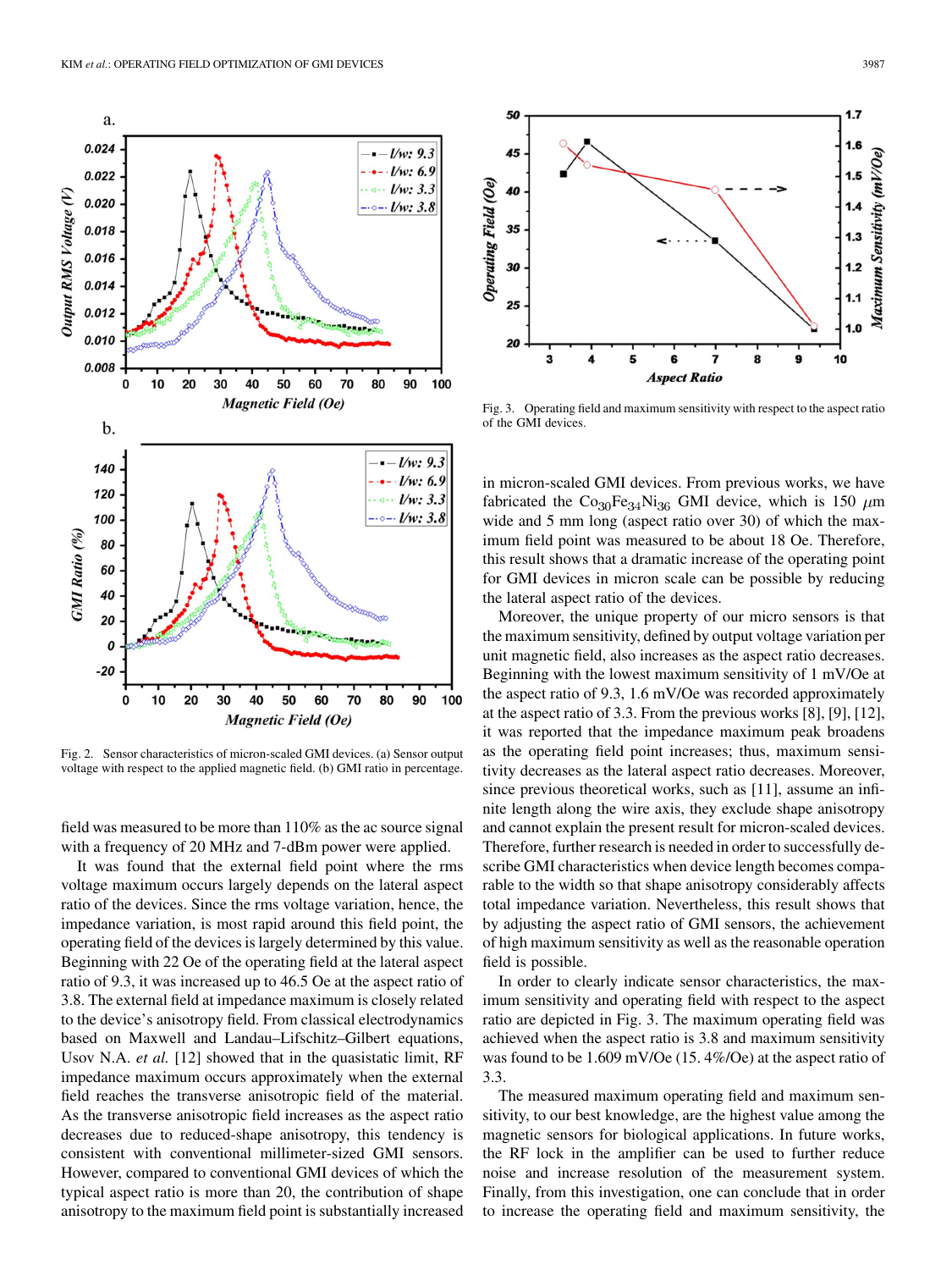Fig. 2. Sensor characteristics of micron-scaled GMI devices. (a) Sensor output voltage with respect to the applied magnetic field. (b) GMI ratio in percentage.

field was measured to be more than 110% as the ac source signal with a frequency of 20 MHz and 7-dBm power were applied.

It was found that the external field point where the rms voltage maximum occurs largely depends on the lateral aspect ratio of the devices. Since the rms voltage variation, hence, the impedance variation, is most rapid around this field point, the operating field of the devices is largely determined by this value. Beginning with 22 Oe of the operating field at the lateral aspect ratio of 9.3, it was increased up to 46.5 Oe at the aspect ratio of 3.8. The external field at impedance maximum is closely related to the device's anisotropy field. From classical electrodynamics based on Maxwell and Landau–Lifschitz–Gilbert equations, Usov N.A. *et al.* [12] showed that in the quasistatic limit, RF impedance maximum occurs approximately when the external field reaches the transverse anisotropic field of the material. As the transverse anisotropic field increases as the aspect ratio decreases due to reduced-shape anisotropy, this tendency is consistent with conventional millimeter-sized GMI sensors. However, compared to conventional GMI devices of which the typical aspect ratio is more than 20, the contribution of shape anisotropy to the maximum field point is substantially increased in micron-scaled GMI devices. From previous works, we have fabricated the $Co_{30}Fe_{34}Ni_{36}$ GMI device, which is 150 $\mu$m wide and 5 mm long (aspect ratio over 30) of which the maximum field point was measured to be about 18 Oe. Therefore, this result shows that a dramatic increase of the operating point for GMI devices in micron scale can be possible by reducing the lateral aspect ratio of the devices.

Moreover, the unique property of our micro sensors is that the maximum sensitivity, defined by output voltage variation per unit magnetic field, also increases as the aspect ratio decreases. Beginning with the lowest maximum sensitivity of 1 mV/Oe at the aspect ratio of 9.3, 1.6 mV/Oe was recorded approximately at the aspect ratio of 3.3. From the previous works [8], [9], [12], it was reported that the impedance maximum peak broadens as the operating field point increases; thus, maximum sensitivity decreases as the lateral aspect ratio decreases. Moreover, since previous theoretical works, such as [11], assume an infinite length along the wire axis, they exclude shape anisotropy and cannot explain the present result for micron-scaled devices. Therefore, further research is needed in order to successfully describe GMI characteristics when device length becomes comparable to the width so that shape anisotropy considerably affects total impedance variation. Nevertheless, this result shows that by adjusting the aspect ratio of GMI sensors, the achievement of high maximum sensitivity as well as the reasonable operation field is possible.

Fig. 3. Operating field and maximum sensitivity with respect to the aspect ratio of the GMI devices.

In order to clearly indicate sensor characteristics, the maximum sensitivity and operating field with respect to the aspect ratio are depicted in Fig. 3. The maximum operating field was achieved when the aspect ratio is 3.8 and maximum sensitivity was found to be 1.609 mV/Oe (15. 4%/Oe) at the aspect ratio of 3.3.

The measured maximum operating field and maximum sensitivity, to our best knowledge, are the highest value among the magnetic sensors for biological applications. In future works, the RF lock in the amplifier can be used to further reduce noise and increase resolution of the measurement system. Finally, from this investigation, one can conclude that in order to increase the operating field and maximum sensitivity, the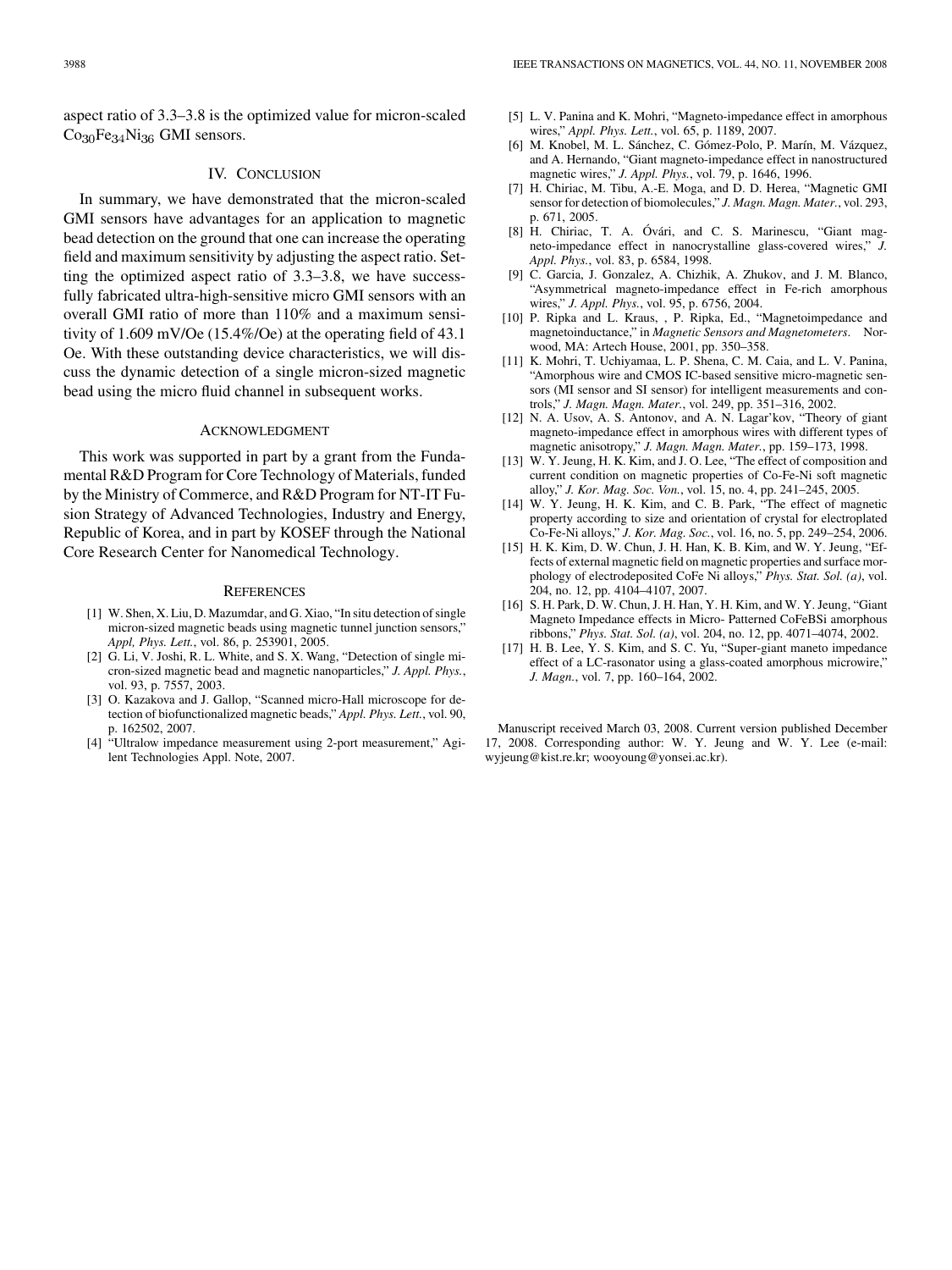aspect ratio of 3.3–3.8 is the optimized value for micron-scaled $Co_{30}Fe_{34}Ni_{36}$ GMI sensors.

## IV. Conclusion

In summary, we have demonstrated that the micron-scaled GMI sensors have advantages for an application to magnetic bead detection on the ground that one can increase the operating field and maximum sensitivity by adjusting the aspect ratio. Setting the optimized aspect ratio of 3.3–3.8, we have successfully fabricated ultra-high-sensitive micro GMI sensors with an overall GMI ratio of more than 110% and a maximum sensitivity of 1.609 mV/Oe (15.4%/Oe) at the operating field of 43.1 Oe. With these outstanding device characteristics, we will discuss the dynamic detection of a single micron-sized magnetic bead using the micro fluid channel in subsequent works.

## Acknowledgment

This work was supported in part by a grant from the Fundamental R&D Program for Core Technology of Materials, funded by the Ministry of Commerce, and R&D Program for NT-IT Fusion Strategy of Advanced Technologies, Industry and Energy, Republic of Korea, and in part by KOSEF through the National Core Research Center for Nanomedical Technology.

## References

[1] W. Shen, X. Liu, D. Mazumdar, and G. Xiao, "In situ detection of single micron-sized magnetic beads using magnetic tunnel junction sensors," *Appl, Phys. Lett.*, vol. 86, p. 253901, 2005.

[2] G. Li, V. Joshi, R. L. White, and S. X. Wang, "Detection of single micron-sized magnetic bead and magnetic nanoparticles," *J. Appl. Phys.*, vol. 93, p. 7557, 2003.

[3] O. Kazakova and J. Gallop, "Scanned micro-Hall microscope for detection of biofunctionalized magnetic beads," *Appl. Phys. Lett.*, vol. 90, p. 162502, 2007.

[4] "Ultralow impedance measurement using 2-port measurement," Agilent Technologies Appl. Note, 2007.

[5] L. V. Panina and K. Mohri, "Magneto-impedance effect in amorphous wires," *Appl. Phys. Lett.*, vol. 65, p. 1189, 2007.

[6] M. Knobel, M. L. Sánchez, C. Gómez-Polo, P. Marín, M. Vázquez, and A. Hernando, "Giant magneto-impedance effect in nanostructured magnetic wires," *J. Appl. Phys.*, vol. 79, p. 1646, 1996.

[7] H. Chiriac, M. Tibu, A.-E. Moga, and D. D. Herea, "Magnetic GMI sensor for detection of biomolecules," *J. Magn. Magn. Mater.*, vol. 293, p. 671, 2005.

[8] H. Chiriac, T. A. Óvári, and C. S. Marinescu, "Giant magneto-impedance effect in nanocrystalline glass-covered wires," *J. Appl. Phys.*, vol. 83, p. 6584, 1998.

[9] C. Garcia, J. Gonzalez, A. Chizhik, A. Zhukov, and J. M. Blanco, "Asymmetrical magneto-impedance effect in Fe-rich amorphous wires," *J. Appl. Phys.*, vol. 95, p. 6756, 2004.

[10] P. Ripka and L. Kraus, , P. Ripka, Ed., "Magnetoimpedance and magnetoinductance," in *Magnetic Sensors and Magnetometers*. Norwood, MA: Artech House, 2001, pp. 350–358.

[11] K. Mohri, T. Uchiyamaa, L. P. Shena, C. M. Caia, and L. V. Panina, "Amorphous wire and CMOS IC-based sensitive micro-magnetic sensors (MI sensor and SI sensor) for intelligent measurements and controls," *J. Magn. Magn. Mater.*, vol. 249, pp. 351–316, 2002.

[12] N. A. Usov, A. S. Antonov, and A. N. Lagar'kov, "Theory of giant magneto-impedance effect in amorphous wires with different types of magnetic anisotropy," *J. Magn. Magn. Mater.*, pp. 159–173, 1998.

[13] W. Y. Jeung, H. K. Kim, and J. O. Lee, "The effect of composition and current condition on magnetic properties of Co-Fe-Ni soft magnetic alloy," *J. Kor. Mag. Soc. Von.*, vol. 15, no. 4, pp. 241–245, 2005.

[14] W. Y. Jeung, H. K. Kim, and C. B. Park, "The effect of magnetic property according to size and orientation of crystal for electroplated Co-Fe-Ni alloys," *J. Kor. Mag. Soc.*, vol. 16, no. 5, pp. 249–254, 2006.

[15] H. K. Kim, D. W. Chun, J. H. Han, K. B. Kim, and W. Y. Jeung, "Effects of external magnetic field on magnetic properties and surface morphology of electrodeposited CoFe Ni alloys," *Phys. Stat. Sol. (a)*, vol. 204, no. 12, pp. 4104–4107, 2007.

[16] S. H. Park, D. W. Chun, J. H. Han, Y. H. Kim, and W. Y. Jeung, "Giant Magneto Impedance effects in Micro- Patterned CoFeBSi amorphous ribbons," *Phys. Stat. Sol. (a)*, vol. 204, no. 12, pp. 4071–4074, 2002.

[17] H. B. Lee, Y. S. Kim, and S. C. Yu, "Super-giant maneto impedance effect of a LC-rasonator using a glass-coated amorphous microwire," *J. Magn.*, vol. 7, pp. 160–164, 2002.

Manuscript received March 03, 2008. Current version published December 17, 2008. Corresponding author: W. Y. Jeung and W. Y. Lee (e-mail: wyjeung@kist.re.kr; wooyoung@yonsei.ac.kr).